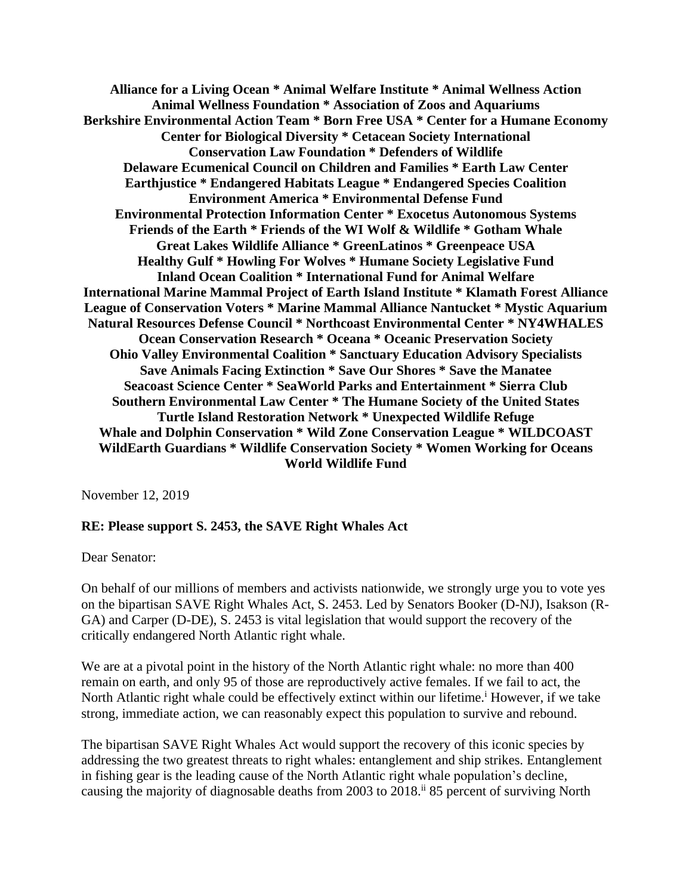**Alliance for a Living Ocean * Animal Welfare Institute * Animal Wellness Action**
**Animal Wellness Foundation * Association of Zoos and Aquariums**
**Berkshire Environmental Action Team * Born Free USA * Center for a Humane Economy**
**Center for Biological Diversity * Cetacean Society International**
**Conservation Law Foundation * Defenders of Wildlife**
**Delaware Ecumenical Council on Children and Families * Earth Law Center**
**Earthjustice * Endangered Habitats League * Endangered Species Coalition**
**Environment America * Environmental Defense Fund**
**Environmental Protection Information Center * Exocetus Autonomous Systems**
**Friends of the Earth * Friends of the WI Wolf & Wildlife * Gotham Whale**
**Great Lakes Wildlife Alliance * GreenLatinos * Greenpeace USA**
**Healthy Gulf * Howling For Wolves * Humane Society Legislative Fund**
**Inland Ocean Coalition * International Fund for Animal Welfare**
**International Marine Mammal Project of Earth Island Institute * Klamath Forest Alliance**
**League of Conservation Voters * Marine Mammal Alliance Nantucket * Mystic Aquarium**
**Natural Resources Defense Council * Northcoast Environmental Center * NY4WHALES**
**Ocean Conservation Research * Oceana * Oceanic Preservation Society**
**Ohio Valley Environmental Coalition * Sanctuary Education Advisory Specialists**
**Save Animals Facing Extinction * Save Our Shores * Save the Manatee**
**Seacoast Science Center * SeaWorld Parks and Entertainment * Sierra Club**
**Southern Environmental Law Center * The Humane Society of the United States**
**Turtle Island Restoration Network * Unexpected Wildlife Refuge**
**Whale and Dolphin Conservation * Wild Zone Conservation League * WILDCOAST**
**WildEarth Guardians * Wildlife Conservation Society * Women Working for Oceans**
**World Wildlife Fund**

November 12, 2019

**RE: Please support S. 2453, the SAVE Right Whales Act**

Dear Senator:

On behalf of our millions of members and activists nationwide, we strongly urge you to vote yes on the bipartisan SAVE Right Whales Act, S. 2453. Led by Senators Booker (D-NJ), Isakson (R-GA) and Carper (D-DE), S. 2453 is vital legislation that would support the recovery of the critically endangered North Atlantic right whale.

We are at a pivotal point in the history of the North Atlantic right whale: no more than 400 remain on earth, and only 95 of those are reproductively active females. If we fail to act, the North Atlantic right whale could be effectively extinct within our lifetime.[i] However, if we take strong, immediate action, we can reasonably expect this population to survive and rebound.

The bipartisan SAVE Right Whales Act would support the recovery of this iconic species by addressing the two greatest threats to right whales: entanglement and ship strikes. Entanglement in fishing gear is the leading cause of the North Atlantic right whale population's decline, causing the majority of diagnosable deaths from 2003 to 2018.[ii] 85 percent of surviving North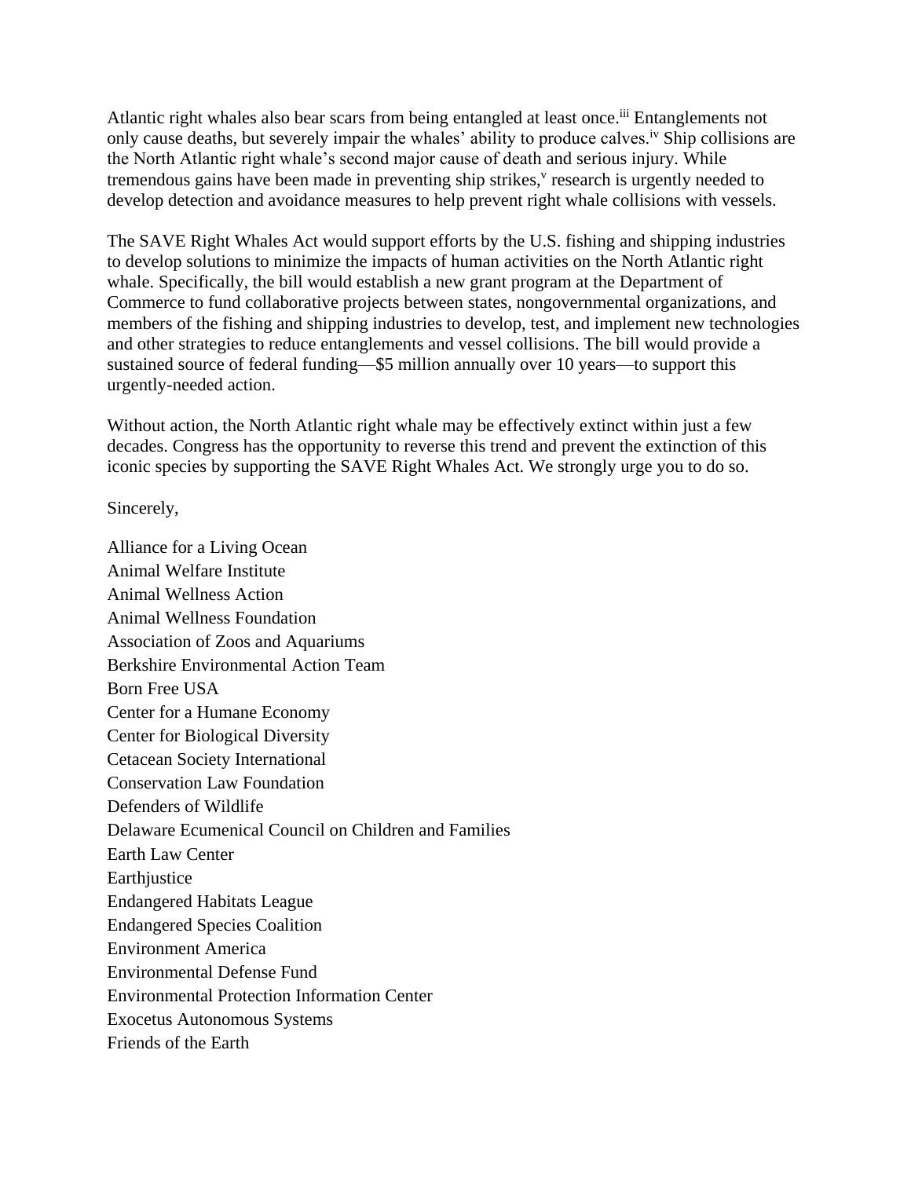Atlantic right whales also bear scars from being entangled at least once.[iii] Entanglements not only cause deaths, but severely impair the whales' ability to produce calves.[iv] Ship collisions are the North Atlantic right whale's second major cause of death and serious injury. While tremendous gains have been made in preventing ship strikes,[v] research is urgently needed to develop detection and avoidance measures to help prevent right whale collisions with vessels.

The SAVE Right Whales Act would support efforts by the U.S. fishing and shipping industries to develop solutions to minimize the impacts of human activities on the North Atlantic right whale. Specifically, the bill would establish a new grant program at the Department of Commerce to fund collaborative projects between states, nongovernmental organizations, and members of the fishing and shipping industries to develop, test, and implement new technologies and other strategies to reduce entanglements and vessel collisions. The bill would provide a sustained source of federal funding—$5 million annually over 10 years—to support this urgently-needed action.

Without action, the North Atlantic right whale may be effectively extinct within just a few decades. Congress has the opportunity to reverse this trend and prevent the extinction of this iconic species by supporting the SAVE Right Whales Act. We strongly urge you to do so.

Sincerely,

Alliance for a Living Ocean
Animal Welfare Institute
Animal Wellness Action
Animal Wellness Foundation
Association of Zoos and Aquariums
Berkshire Environmental Action Team
Born Free USA
Center for a Humane Economy
Center for Biological Diversity
Cetacean Society International
Conservation Law Foundation
Defenders of Wildlife
Delaware Ecumenical Council on Children and Families
Earth Law Center
Earthjustice
Endangered Habitats League
Endangered Species Coalition
Environment America
Environmental Defense Fund
Environmental Protection Information Center
Exocetus Autonomous Systems
Friends of the Earth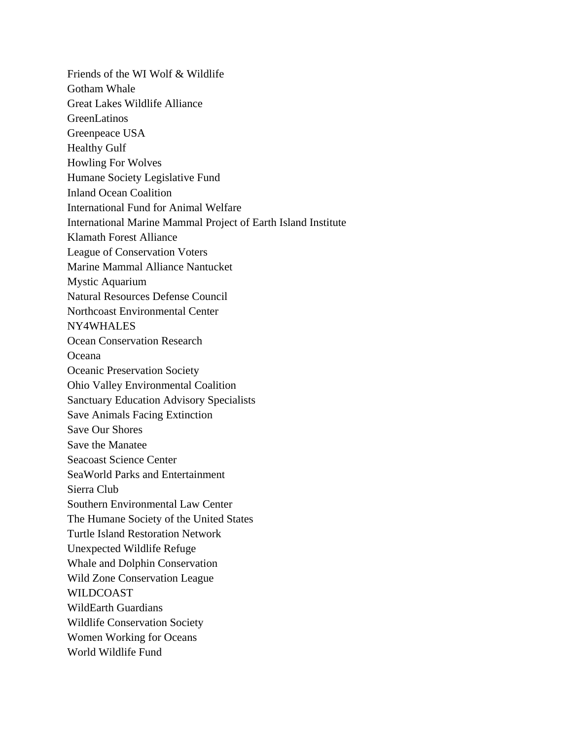Friends of the WI Wolf & Wildlife
Gotham Whale
Great Lakes Wildlife Alliance
GreenLatinos
Greenpeace USA
Healthy Gulf
Howling For Wolves
Humane Society Legislative Fund
Inland Ocean Coalition
International Fund for Animal Welfare
International Marine Mammal Project of Earth Island Institute
Klamath Forest Alliance
League of Conservation Voters
Marine Mammal Alliance Nantucket
Mystic Aquarium
Natural Resources Defense Council
Northcoast Environmental Center
NY4WHALES
Ocean Conservation Research
Oceana
Oceanic Preservation Society
Ohio Valley Environmental Coalition
Sanctuary Education Advisory Specialists
Save Animals Facing Extinction
Save Our Shores
Save the Manatee
Seacoast Science Center
SeaWorld Parks and Entertainment
Sierra Club
Southern Environmental Law Center
The Humane Society of the United States
Turtle Island Restoration Network
Unexpected Wildlife Refuge
Whale and Dolphin Conservation
Wild Zone Conservation League
WILDCOAST
WildEarth Guardians
Wildlife Conservation Society
Women Working for Oceans
World Wildlife Fund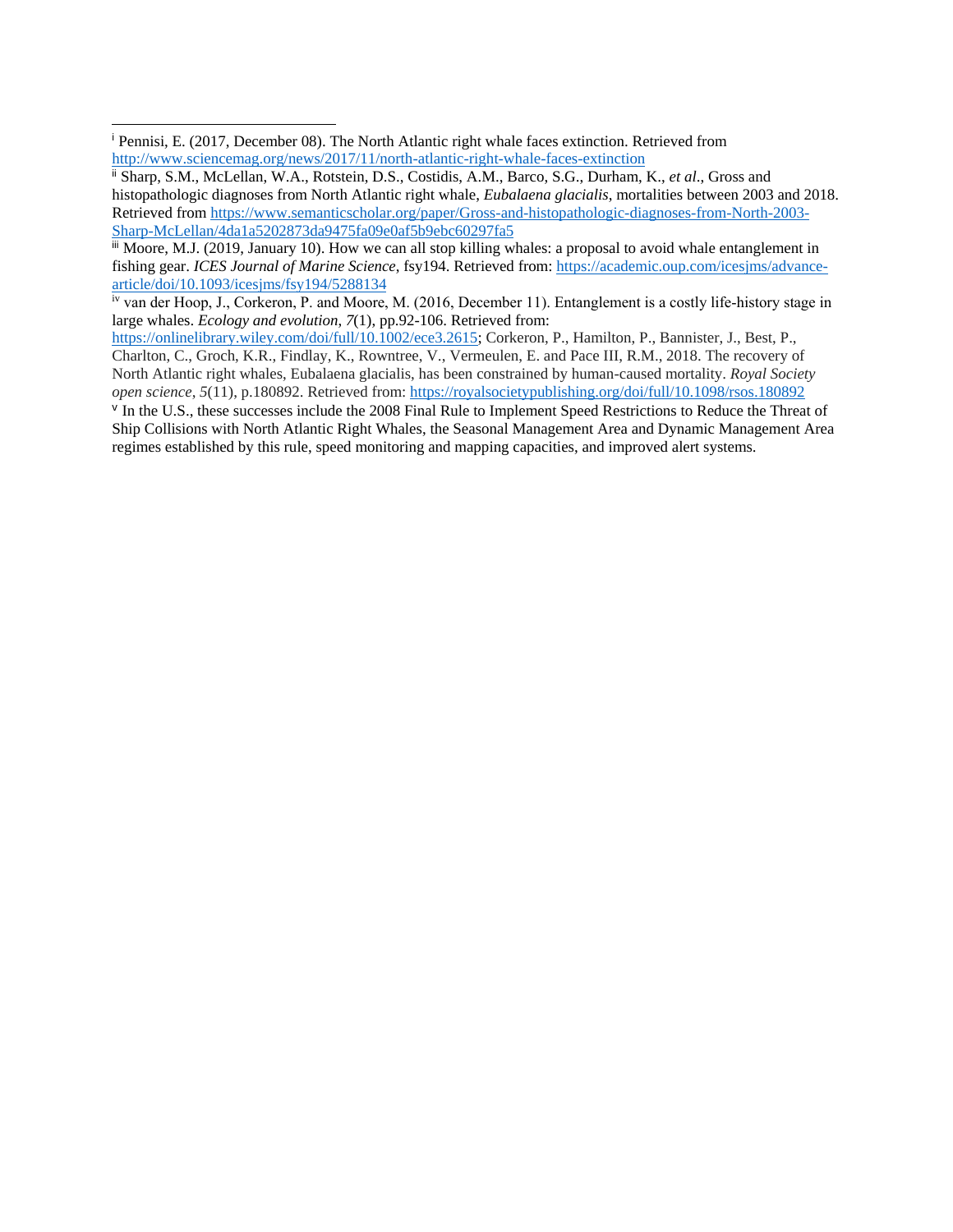---

[i] Pennisi, E. (2017, December 08). The North Atlantic right whale faces extinction. Retrieved from http://www.sciencemag.org/news/2017/11/north-atlantic-right-whale-faces-extinction

[ii] Sharp, S.M., McLellan, W.A., Rotstein, D.S., Costidis, A.M., Barco, S.G., Durham, K., *et al*., Gross and histopathologic diagnoses from North Atlantic right whale, *Eubalaena glacialis*, mortalities between 2003 and 2018. Retrieved from https://www.semanticscholar.org/paper/Gross-and-histopathologic-diagnoses-from-North-2003-Sharp-McLellan/4da1a5202873da9475fa09e0af5b9ebc60297fa5

[iii] Moore, M.J. (2019, January 10). How we can all stop killing whales: a proposal to avoid whale entanglement in fishing gear. *ICES Journal of Marine Science*, fsy194. Retrieved from: https://academic.oup.com/icesjms/advance-article/doi/10.1093/icesjms/fsy194/5288134

[iv] van der Hoop, J., Corkeron, P. and Moore, M. (2016, December 11). Entanglement is a costly life-history stage in large whales. *Ecology and evolution*, *7*(1), pp.92-106. Retrieved from: https://onlinelibrary.wiley.com/doi/full/10.1002/ece3.2615; Corkeron, P., Hamilton, P., Bannister, J., Best, P., Charlton, C., Groch, K.R., Findlay, K., Rowntree, V., Vermeulen, E. and Pace III, R.M., 2018. The recovery of North Atlantic right whales, Eubalaena glacialis, has been constrained by human-caused mortality. *Royal Society open science*, *5*(11), p.180892. Retrieved from: https://royalsocietypublishing.org/doi/full/10.1098/rsos.180892

[v] In the U.S., these successes include the 2008 Final Rule to Implement Speed Restrictions to Reduce the Threat of Ship Collisions with North Atlantic Right Whales, the Seasonal Management Area and Dynamic Management Area regimes established by this rule, speed monitoring and mapping capacities, and improved alert systems.